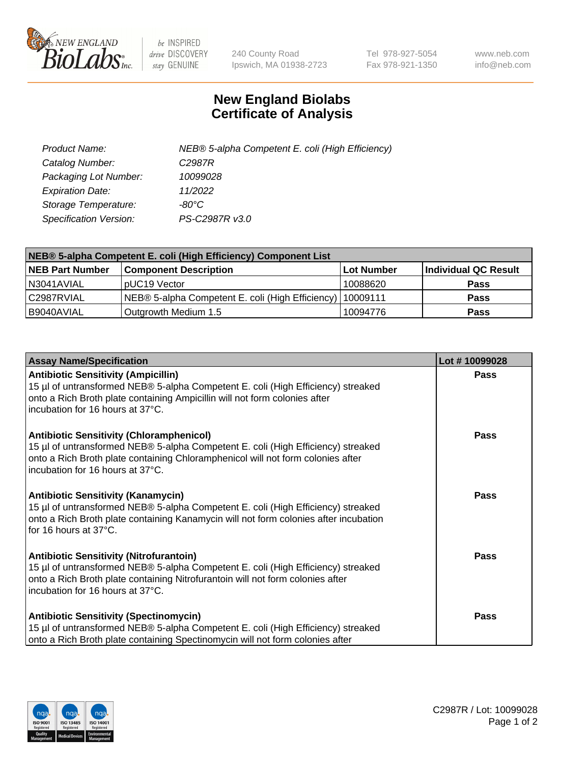# New England Biolabs Certificate of Analysis

| | |
|---|---|
| *Product Name:* | *NEB® 5-alpha Competent E. coli (High Efficiency)* |
| *Catalog Number:* | *C2987R* |
| *Packaging Lot Number:* | *10099028* |
| *Expiration Date:* | *11/2022* |
| *Storage Temperature:* | *-80°C* |
| *Specification Version:* | *PS-C2987R v3.0* |

| **NEB® 5-alpha Competent E. coli (High Efficiency) Component List** | | | |
|---|---|---|---|
| **NEB Part Number** | **Component Description** | **Lot Number** | **Individual QC Result** |
| N3041AVIAL | pUC19 Vector | 10088620 | **Pass** |
| C2987RVIAL | NEB® 5-alpha Competent E. coli (High Efficiency) | 10009111 | **Pass** |
| B9040AVIAL | Outgrowth Medium 1.5 | 10094776 | **Pass** |

| **Assay Name/Specification** | **Lot # 10099028** |
|---|---|
| **Antibiotic Sensitivity (Ampicillin)** 15 µl of untransformed NEB® 5-alpha Competent E. coli (High Efficiency) streaked onto a Rich Broth plate containing Ampicillin will not form colonies after incubation for 16 hours at 37°C. | **Pass** |
| **Antibiotic Sensitivity (Chloramphenicol)** 15 µl of untransformed NEB® 5-alpha Competent E. coli (High Efficiency) streaked onto a Rich Broth plate containing Chloramphenicol will not form colonies after incubation for 16 hours at 37°C. | **Pass** |
| **Antibiotic Sensitivity (Kanamycin)** 15 µl of untransformed NEB® 5-alpha Competent E. coli (High Efficiency) streaked onto a Rich Broth plate containing Kanamycin will not form colonies after incubation for 16 hours at 37°C. | **Pass** |
| **Antibiotic Sensitivity (Nitrofurantoin)** 15 µl of untransformed NEB® 5-alpha Competent E. coli (High Efficiency) streaked onto a Rich Broth plate containing Nitrofurantoin will not form colonies after incubation for 16 hours at 37°C. | **Pass** |
| **Antibiotic Sensitivity (Spectinomycin)** 15 µl of untransformed NEB® 5-alpha Competent E. coli (High Efficiency) streaked onto a Rich Broth plate containing Spectinomycin will not form colonies after | **Pass** |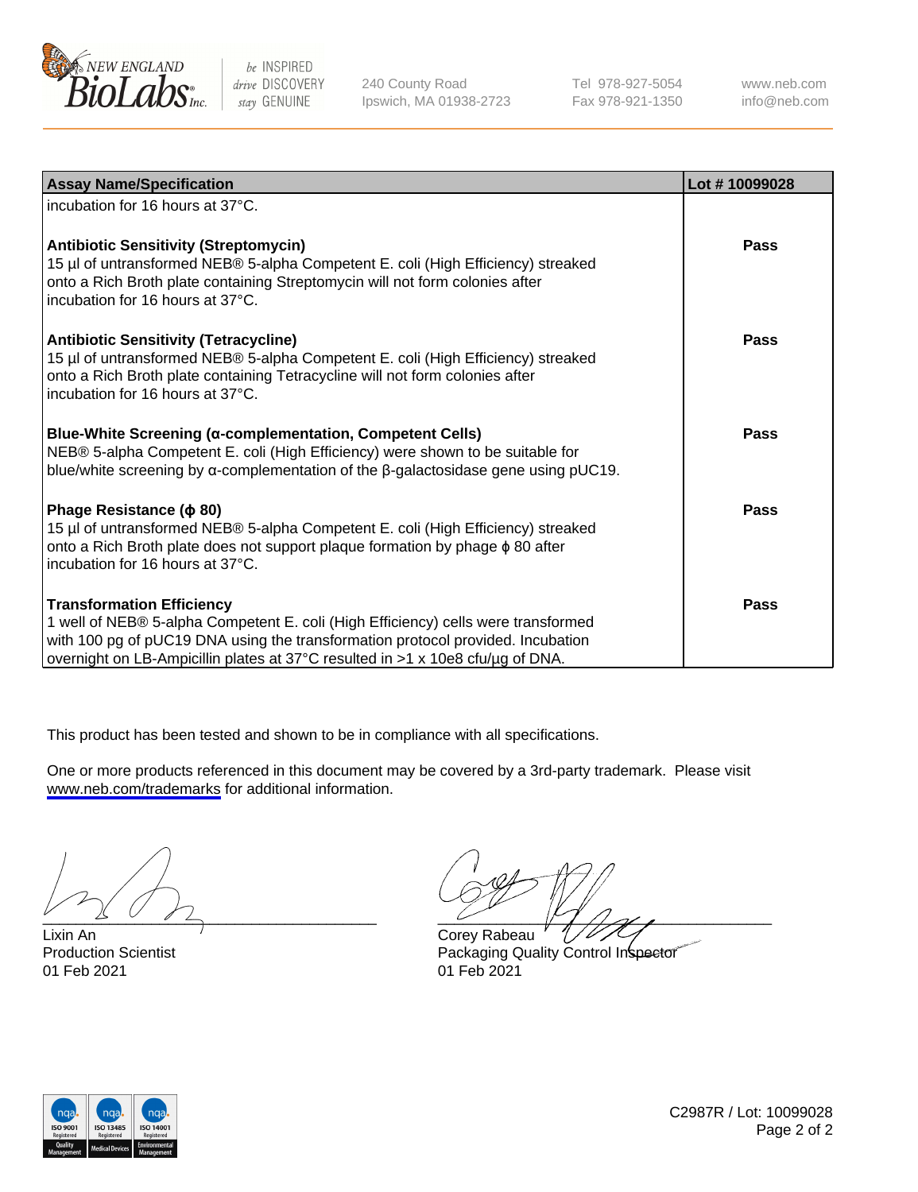| Assay Name/Specification | Lot # 10099028 |
| --- | --- |
| incubation for 16 hours at 37°C. | |
| **Antibiotic Sensitivity (Streptomycin)**<br>15 µl of untransformed NEB® 5-alpha Competent E. coli (High Efficiency) streaked onto a Rich Broth plate containing Streptomycin will not form colonies after incubation for 16 hours at 37°C. | **Pass** |
| **Antibiotic Sensitivity (Tetracycline)**<br>15 µl of untransformed NEB® 5-alpha Competent E. coli (High Efficiency) streaked onto a Rich Broth plate containing Tetracycline will not form colonies after incubation for 16 hours at 37°C. | **Pass** |
| **Blue-White Screening (α-complementation, Competent Cells)**<br>NEB® 5-alpha Competent E. coli (High Efficiency) were shown to be suitable for blue/white screening by α-complementation of the β-galactosidase gene using pUC19. | **Pass** |
| **Phage Resistance (ϕ 80)**<br>15 µl of untransformed NEB® 5-alpha Competent E. coli (High Efficiency) streaked onto a Rich Broth plate does not support plaque formation by phage ϕ 80 after incubation for 16 hours at 37°C. | **Pass** |
| **Transformation Efficiency**<br>1 well of NEB® 5-alpha Competent E. coli (High Efficiency) cells were transformed with 100 pg of pUC19 DNA using the transformation protocol provided. Incubation overnight on LB-Ampicillin plates at 37°C resulted in >1 x 10e8 cfu/µg of DNA. | **Pass** |

This product has been tested and shown to be in compliance with all specifications.

One or more products referenced in this document may be covered by a 3rd-party trademark. Please visit www.neb.com/trademarks for additional information.

Lixin An
Production Scientist
01 Feb 2021

Corey Rabeau
Packaging Quality Control Inspector
01 Feb 2021

C2987R / Lot: 10099028